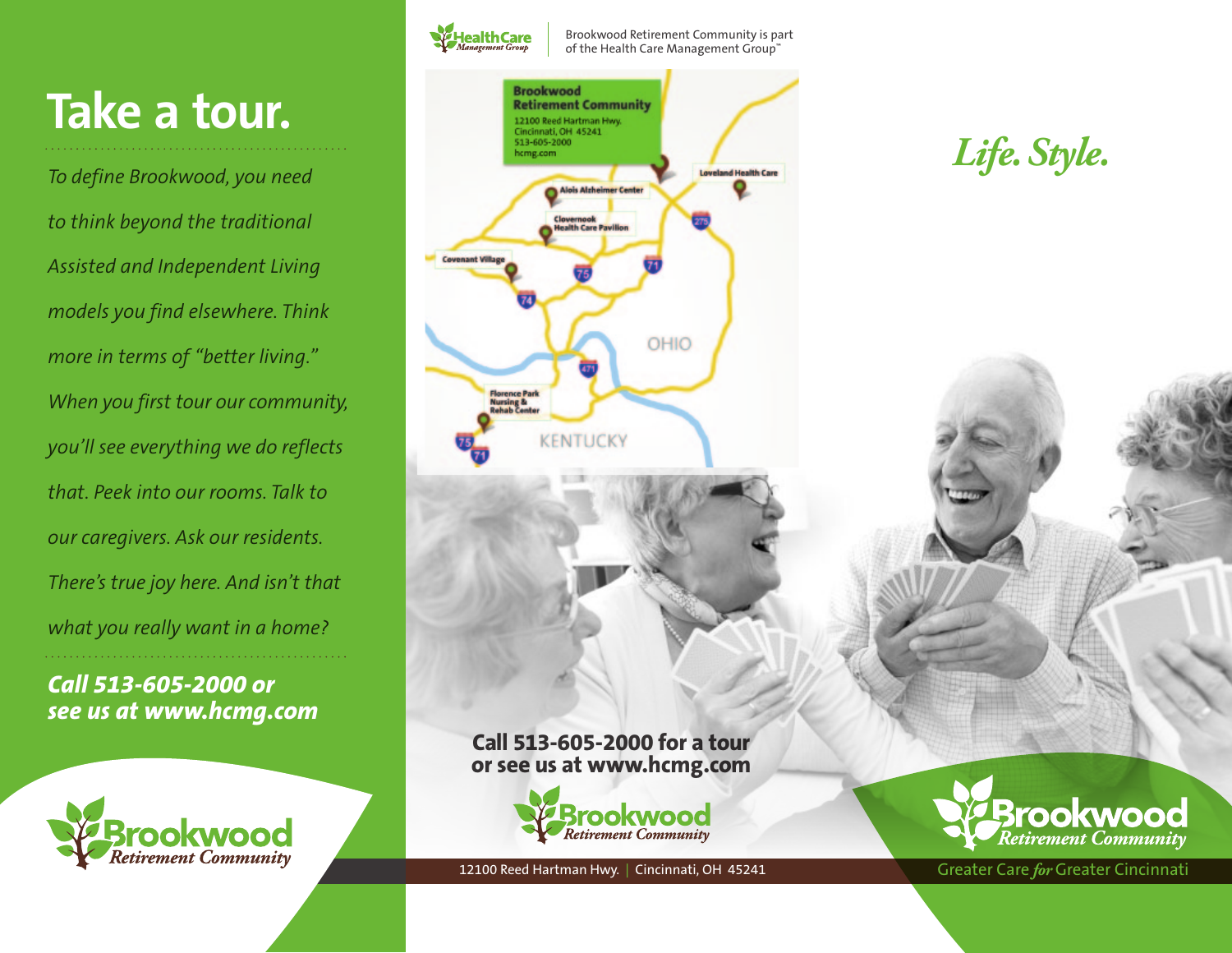# Take a tour.

*To define Brookwood, you need to think beyond the traditional Assisted and Independent Living models you find elsewhere. Think more in terms of "better living." When you first tour our community, you'll see everything we do reflects that. Peek into our rooms. Talk to our caregivers. Ask our residents. There's true joy here. And isn't that what you really want in a home?*

***Call 513-605-2000 or see us at www.hcmg.com***

Brookwood Retirement Community

HealthCare Management Group

Brookwood Retirement Community is part of the Health Care Management Group™

**Brookwood Retirement Community**
12100 Reed Hartman Hwy.
Cincinnati, OH 45241
513-605-2000
hcmg.com

Alois Alzheimer Center

Loveland Health Care

Clovernook Health Care Pavilion

Covenant Village

Florence Park Nursing & Rehab Center

OHIO

KENTUCKY

**Call 513-605-2000 for a tour or see us at www.hcmg.com**

Brookwood Retirement Community

12100 Reed Hartman Hwy. | Cincinnati, OH 45241

*Life. Style.*

Brookwood Retirement Community

Greater Care *for* Greater Cincinnati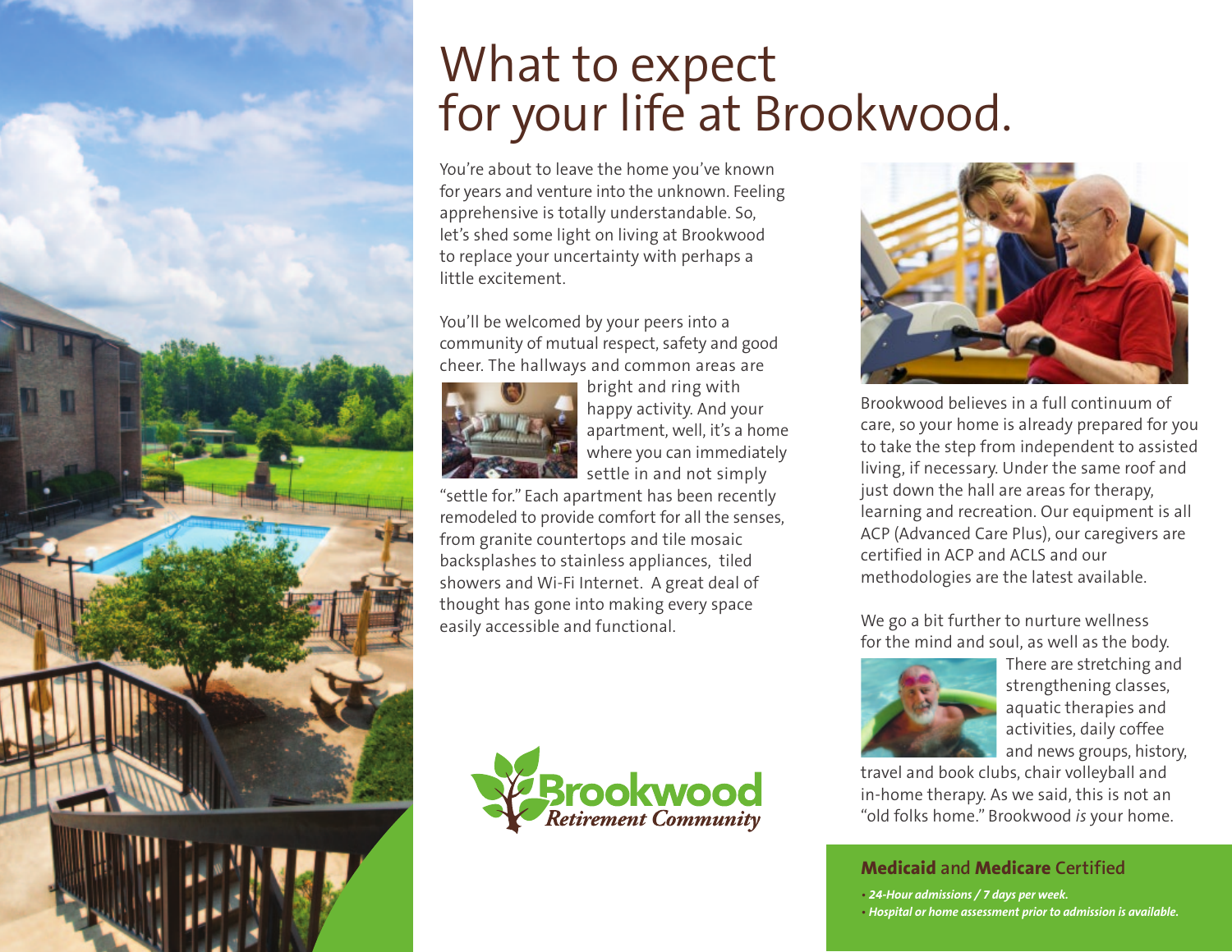# What to expect for your life at Brookwood.

You're about to leave the home you've known for years and venture into the unknown. Feeling apprehensive is totally understandable. So, let's shed some light on living at Brookwood to replace your uncertainty with perhaps a little excitement.

You'll be welcomed by your peers into a community of mutual respect, safety and good cheer. The hallways and common areas are bright and ring with happy activity. And your apartment, well, it's a home where you can immediately settle in and not simply "settle for." Each apartment has been recently remodeled to provide comfort for all the senses, from granite countertops and tile mosaic backsplashes to stainless appliances, tiled showers and Wi-Fi Internet. A great deal of thought has gone into making every space easily accessible and functional.

Brookwood Retirement Community

Brookwood believes in a full continuum of care, so your home is already prepared for you to take the step from independent to assisted living, if necessary. Under the same roof and just down the hall are areas for therapy, learning and recreation. Our equipment is all ACP (Advanced Care Plus), our caregivers are certified in ACP and ACLS and our methodologies are the latest available.

We go a bit further to nurture wellness for the mind and soul, as well as the body. There are stretching and strengthening classes, aquatic therapies and activities, daily coffee and news groups, history, travel and book clubs, chair volleyball and in-home therapy. As we said, this is not an "old folks home." Brookwood *is* your home.

## **Medicaid** and **Medicare** Certified

- ***24-Hour admissions / 7 days per week.***
- ***Hospital or home assessment prior to admission is available.***